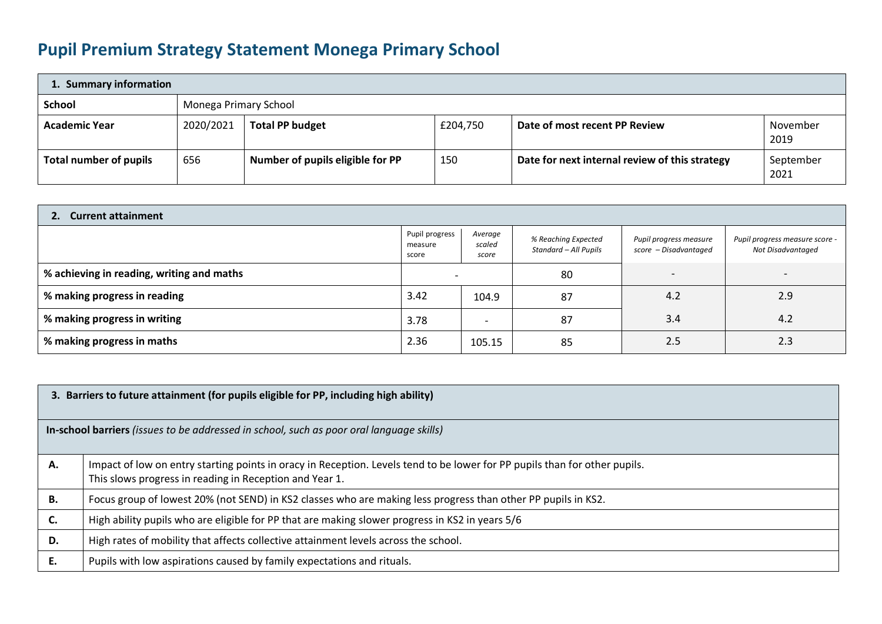# Pupil Premium Strategy Statement Monega Primary School

| 1. Summary information | | | | | |
|---|---|---|---|---|---|
| **School** | Monega Primary School | | | | |
| **Academic Year** | 2020/2021 | **Total PP budget** | £204,750 | **Date of most recent PP Review** | November 2019 |
| **Total number of pupils** | 656 | **Number of pupils eligible for PP** | 150 | **Date for next internal review of this strategy** | September 2021 |

| 2. Current attainment | | | | | |
|---|---|---|---|---|---|
| | Pupil progress measure score | *Average scaled score* | *% Reaching Expected Standard – All Pupils* | *Pupil progress measure score – Disadvantaged* | *Pupil progress measure score - Not Disadvantaged* |
| **% achieving in reading, writing and maths** | - | | 80 | - | - |
| **% making progress in reading** | 3.42 | 104.9 | 87 | 4.2 | 2.9 |
| **% making progress in writing** | 3.78 | - | 87 | 3.4 | 4.2 |
| **% making progress in maths** | 2.36 | 105.15 | 85 | 2.5 | 2.3 |

| 3. Barriers to future attainment (for pupils eligible for PP, including high ability) | |
|---|---|
| **In-school barriers** *(issues to be addressed in school, such as poor oral language skills)* | |
| **A.** | Impact of low on entry starting points in oracy in Reception. Levels tend to be lower for PP pupils than for other pupils. This slows progress in reading in Reception and Year 1. |
| **B.** | Focus group of lowest 20% (not SEND) in KS2 classes who are making less progress than other PP pupils in KS2. |
| **C.** | High ability pupils who are eligible for PP that are making slower progress in KS2 in years 5/6 |
| **D.** | High rates of mobility that affects collective attainment levels across the school. |
| **E.** | Pupils with low aspirations caused by family expectations and rituals. |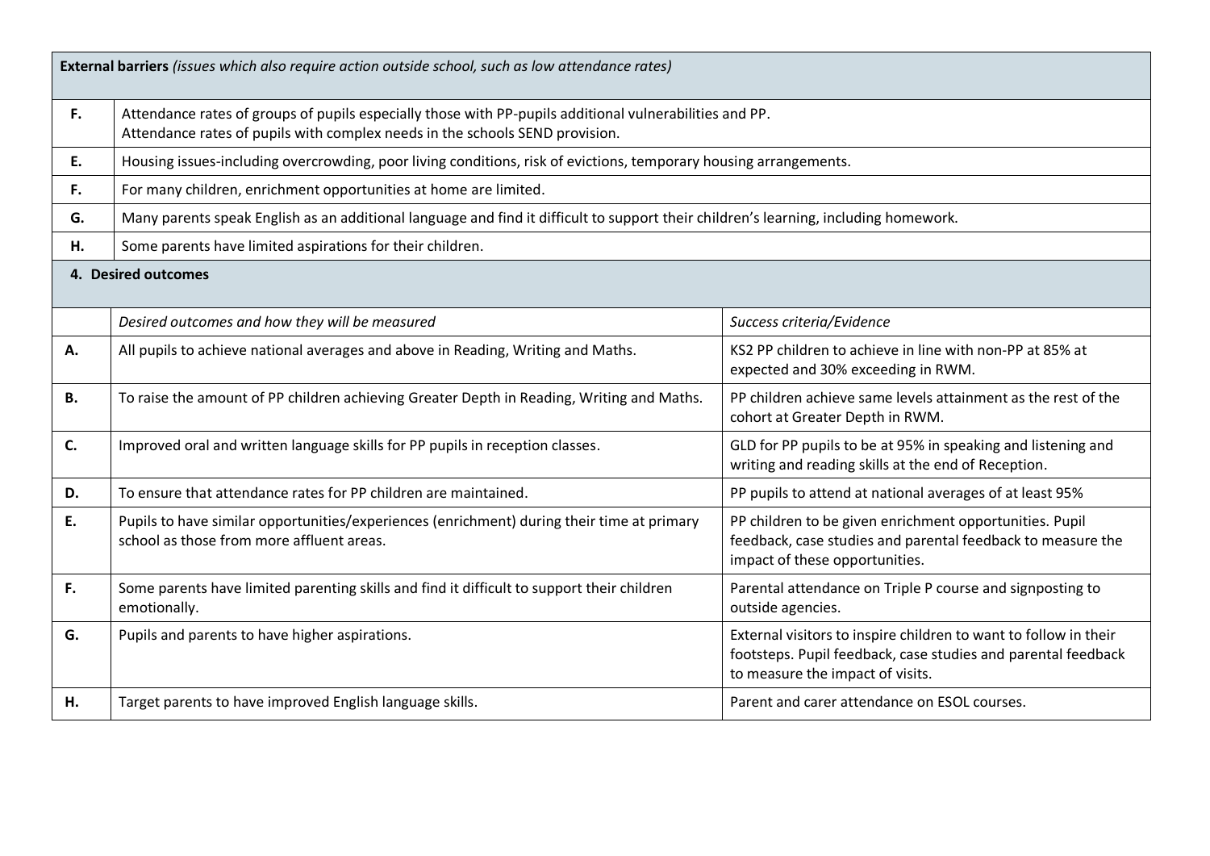| **External barriers** *(issues which also require action outside school, such as low attendance rates)* | |
|---|---|
| **F.** | Attendance rates of groups of pupils especially those with PP-pupils additional vulnerabilities and PP.<br>Attendance rates of pupils with complex needs in the schools SEND provision. |
| **E.** | Housing issues-including overcrowding, poor living conditions, risk of evictions, temporary housing arrangements. |
| **F.** | For many children, enrichment opportunities at home are limited. |
| **G.** | Many parents speak English as an additional language and find it difficult to support their children's learning, including homework. |
| **H.** | Some parents have limited aspirations for their children. |

## 4. Desired outcomes

| | *Desired outcomes and how they will be measured* | *Success criteria/Evidence* |
|---|---|---|
| **A.** | All pupils to achieve national averages and above in Reading, Writing and Maths. | KS2 PP children to achieve in line with non-PP at 85% at expected and 30% exceeding in RWM. |
| **B.** | To raise the amount of PP children achieving Greater Depth in Reading, Writing and Maths. | PP children achieve same levels attainment as the rest of the cohort at Greater Depth in RWM. |
| **C.** | Improved oral and written language skills for PP pupils in reception classes. | GLD for PP pupils to be at 95% in speaking and listening and writing and reading skills at the end of Reception. |
| **D.** | To ensure that attendance rates for PP children are maintained. | PP pupils to attend at national averages of at least 95% |
| **E.** | Pupils to have similar opportunities/experiences (enrichment) during their time at primary school as those from more affluent areas. | PP children to be given enrichment opportunities. Pupil feedback, case studies and parental feedback to measure the impact of these opportunities. |
| **F.** | Some parents have limited parenting skills and find it difficult to support their children emotionally. | Parental attendance on Triple P course and signposting to outside agencies. |
| **G.** | Pupils and parents to have higher aspirations. | External visitors to inspire children to want to follow in their footsteps. Pupil feedback, case studies and parental feedback to measure the impact of visits. |
| **H.** | Target parents to have improved English language skills. | Parent and carer attendance on ESOL courses. |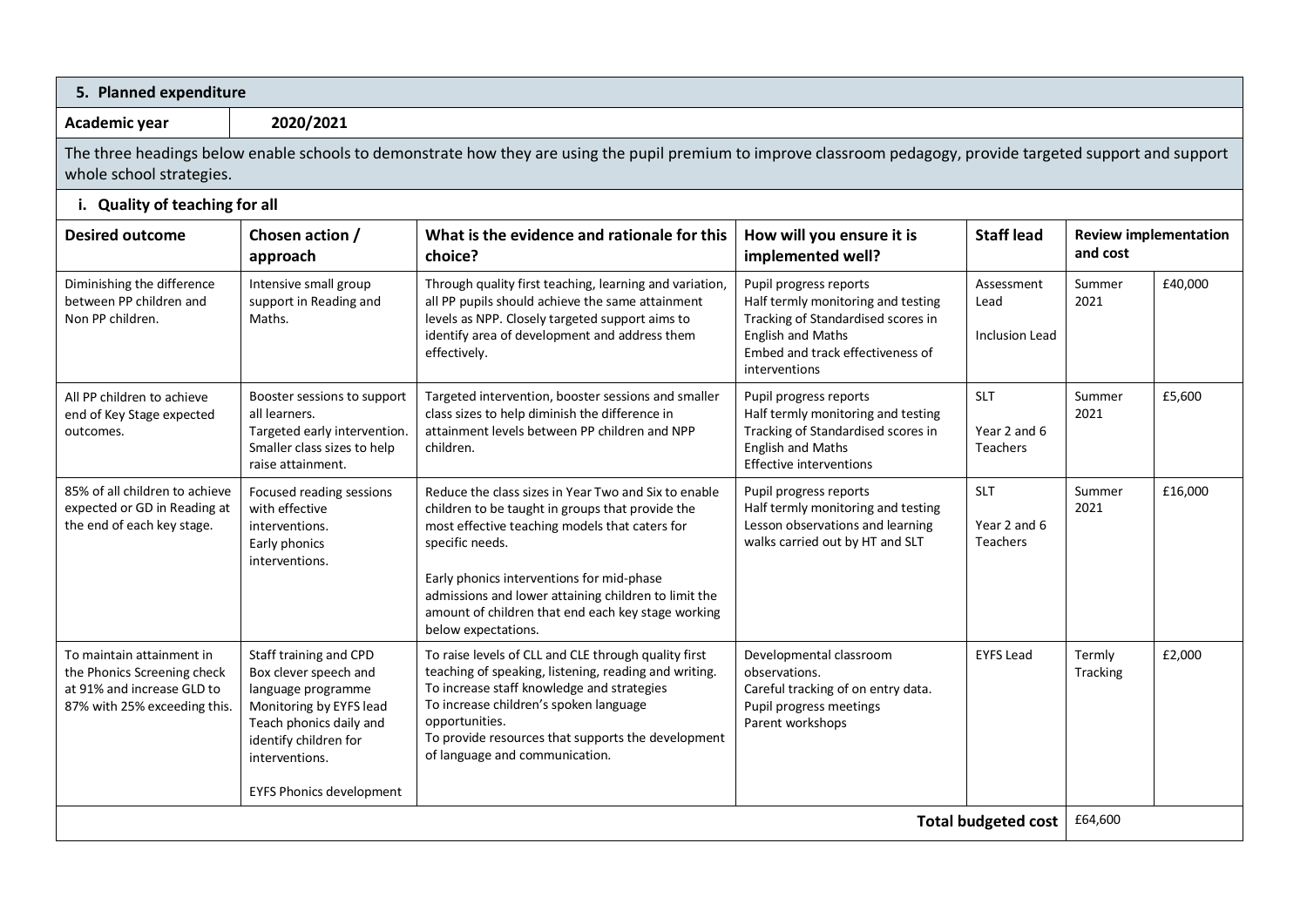## 5. Planned expenditure

| Academic year | 2020/2021 |
|---|---|

The three headings below enable schools to demonstrate how they are using the pupil premium to improve classroom pedagogy, provide targeted support and support whole school strategies.

### i. Quality of teaching for all

| Desired outcome | Chosen action / approach | What is the evidence and rationale for this choice? | How will you ensure it is implemented well? | Staff lead | Review implementation and cost | |
|---|---|---|---|---|---|---|
| Diminishing the difference between PP children and Non PP children. | Intensive small group support in Reading and Maths. | Through quality first teaching, learning and variation, all PP pupils should achieve the same attainment levels as NPP. Closely targeted support aims to identify area of development and address them effectively. | Pupil progress reports<br>Half termly monitoring and testing<br>Tracking of Standardised scores in English and Maths<br>Embed and track effectiveness of interventions | Assessment Lead<br><br>Inclusion Lead | Summer 2021 | £40,000 |
| All PP children to achieve end of Key Stage expected outcomes. | Booster sessions to support all learners.<br>Targeted early intervention.<br>Smaller class sizes to help raise attainment. | Targeted intervention, booster sessions and smaller class sizes to help diminish the difference in attainment levels between PP children and NPP children. | Pupil progress reports<br>Half termly monitoring and testing<br>Tracking of Standardised scores in English and Maths<br>Effective interventions | SLT<br><br>Year 2 and 6 Teachers | Summer 2021 | £5,600 |
| 85% of all children to achieve expected or GD in Reading at the end of each key stage. | Focused reading sessions with effective interventions.<br>Early phonics interventions. | Reduce the class sizes in Year Two and Six to enable children to be taught in groups that provide the most effective teaching models that caters for specific needs.<br><br>Early phonics interventions for mid-phase admissions and lower attaining children to limit the amount of children that end each key stage working below expectations. | Pupil progress reports<br>Half termly monitoring and testing<br>Lesson observations and learning walks carried out by HT and SLT | SLT<br><br>Year 2 and 6 Teachers | Summer 2021 | £16,000 |
| To maintain attainment in the Phonics Screening check at 91% and increase GLD to 87% with 25% exceeding this. | Staff training and CPD<br>Box clever speech and language programme<br>Monitoring by EYFS lead<br>Teach phonics daily and identify children for interventions.<br><br>EYFS Phonics development | To raise levels of CLL and CLE through quality first teaching of speaking, listening, reading and writing.<br>To increase staff knowledge and strategies<br>To increase children's spoken language opportunities.<br>To provide resources that supports the development of language and communication. | Developmental classroom observations.<br>Careful tracking of on entry data.<br>Pupil progress meetings<br>Parent workshops | EYFS Lead | Termly Tracking | £2,000 |
| | | | | **Total budgeted cost** | £64,600 | |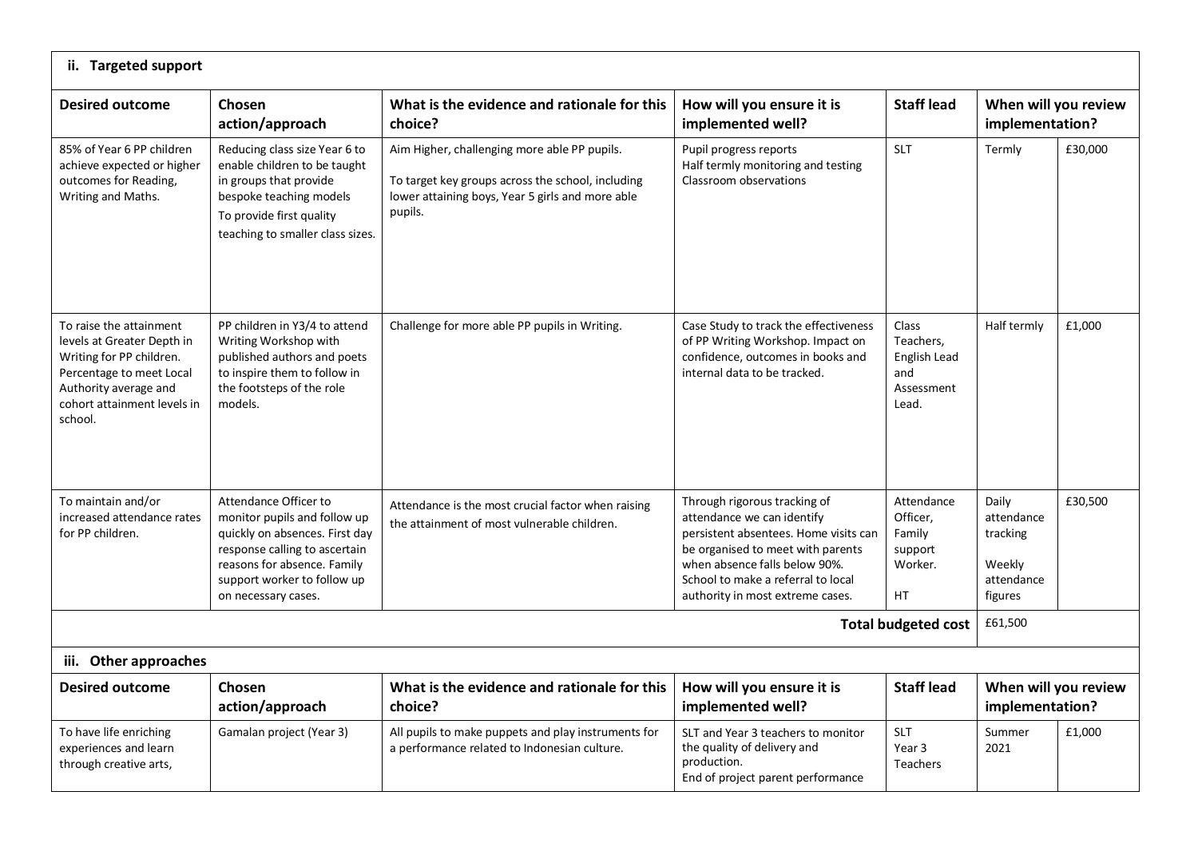## ii. Targeted support

| Desired outcome | Chosen action/approach | What is the evidence and rationale for this choice? | How will you ensure it is implemented well? | Staff lead | When will you review implementation? | |
|---|---|---|---|---|---|---|
| 85% of Year 6 PP children achieve expected or higher outcomes for Reading, Writing and Maths. | Reducing class size Year 6 to enable children to be taught in groups that provide bespoke teaching models<br>To provide first quality teaching to smaller class sizes. | Aim Higher, challenging more able PP pupils.<br>To target key groups across the school, including lower attaining boys, Year 5 girls and more able pupils. | Pupil progress reports<br>Half termly monitoring and testing<br>Classroom observations | SLT | Termly | £30,000 |
| To raise the attainment levels at Greater Depth in Writing for PP children. Percentage to meet Local Authority average and cohort attainment levels in school. | PP children in Y3/4 to attend Writing Workshop with published authors and poets to inspire them to follow in the footsteps of the role models. | Challenge for more able PP pupils in Writing. | Case Study to track the effectiveness of PP Writing Workshop. Impact on confidence, outcomes in books and internal data to be tracked. | Class Teachers, English Lead and Assessment Lead. | Half termly | £1,000 |
| To maintain and/or increased attendance rates for PP children. | Attendance Officer to monitor pupils and follow up quickly on absences. First day response calling to ascertain reasons for absence. Family support worker to follow up on necessary cases. | Attendance is the most crucial factor when raising the attainment of most vulnerable children. | Through rigorous tracking of attendance we can identify persistent absentees. Home visits can be organised to meet with parents when absence falls below 90%. School to make a referral to local authority in most extreme cases. | Attendance Officer, Family support Worker.<br>HT | Daily attendance tracking<br>Weekly attendance figures | £30,500 |
| | | | | **Total budgeted cost** | £61,500 | |

## iii. Other approaches

| Desired outcome | Chosen action/approach | What is the evidence and rationale for this choice? | How will you ensure it is implemented well? | Staff lead | When will you review implementation? | |
|---|---|---|---|---|---|---|
| To have life enriching experiences and learn through creative arts, | Gamalan project (Year 3) | All pupils to make puppets and play instruments for a performance related to Indonesian culture. | SLT and Year 3 teachers to monitor the quality of delivery and production.<br>End of project parent performance | SLT<br>Year 3 Teachers | Summer 2021 | £1,000 |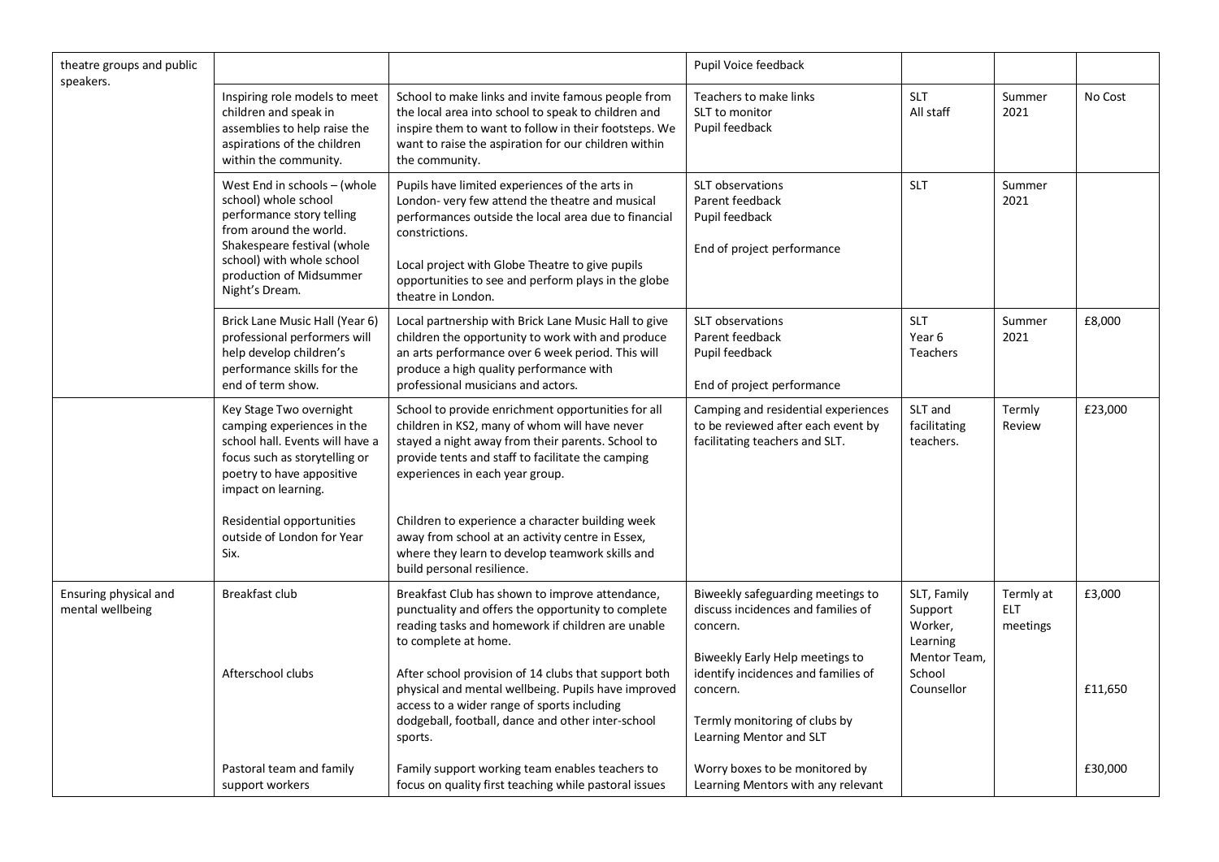| | | | | | | |
|---|---|---|---|---|---|---|
| theatre groups and public speakers. | | | Pupil Voice feedback | | | |
| | Inspiring role models to meet children and speak in assemblies to help raise the aspirations of the children within the community. | School to make links and invite famous people from the local area into school to speak to children and inspire them to want to follow in their footsteps. We want to raise the aspiration for our children within the community. | Teachers to make links<br>SLT to monitor<br>Pupil feedback | SLT<br>All staff | Summer 2021 | No Cost |
| | West End in schools – (whole school) whole school performance story telling from around the world.<br>Shakespeare festival (whole school) with whole school production of Midsummer Night's Dream. | Pupils have limited experiences of the arts in London- very few attend the theatre and musical performances outside the local area due to financial constrictions.<br><br>Local project with Globe Theatre to give pupils opportunities to see and perform plays in the globe theatre in London. | SLT observations<br>Parent feedback<br>Pupil feedback<br><br>End of project performance | SLT | Summer 2021 | |
| | Brick Lane Music Hall (Year 6) professional performers will help develop children's performance skills for the end of term show. | Local partnership with Brick Lane Music Hall to give children the opportunity to work with and produce an arts performance over 6 week period. This will produce a high quality performance with professional musicians and actors. | SLT observations<br>Parent feedback<br>Pupil feedback<br><br>End of project performance | SLT<br>Year 6 Teachers | Summer 2021 | £8,000 |
| | Key Stage Two overnight camping experiences in the school hall. Events will have a focus such as storytelling or poetry to have appositive impact on learning.<br><br>Residential opportunities outside of London for Year Six. | School to provide enrichment opportunities for all children in KS2, many of whom will have never stayed a night away from their parents. School to provide tents and staff to facilitate the camping experiences in each year group.<br><br>Children to experience a character building week away from school at an activity centre in Essex, where they learn to develop teamwork skills and build personal resilience. | Camping and residential experiences to be reviewed after each event by facilitating teachers and SLT. | SLT and facilitating teachers. | Termly Review | £23,000 |
| Ensuring physical and mental wellbeing | Breakfast club<br><br>Afterschool clubs<br><br>Pastoral team and family support workers | Breakfast Club has shown to improve attendance, punctuality and offers the opportunity to complete reading tasks and homework if children are unable to complete at home.<br><br>After school provision of 14 clubs that support both physical and mental wellbeing. Pupils have improved access to a wider range of sports including dodgeball, football, dance and other inter-school sports.<br><br>Family support working team enables teachers to focus on quality first teaching while pastoral issues | Biweekly safeguarding meetings to discuss incidences and families of concern.<br><br>Biweekly Early Help meetings to identify incidences and families of concern.<br><br>Termly monitoring of clubs by Learning Mentor and SLT<br><br>Worry boxes to be monitored by Learning Mentors with any relevant | SLT, Family Support Worker, Learning Mentor Team, School Counsellor | Termly at ELT meetings | £3,000<br><br>£11,650<br><br>£30,000 |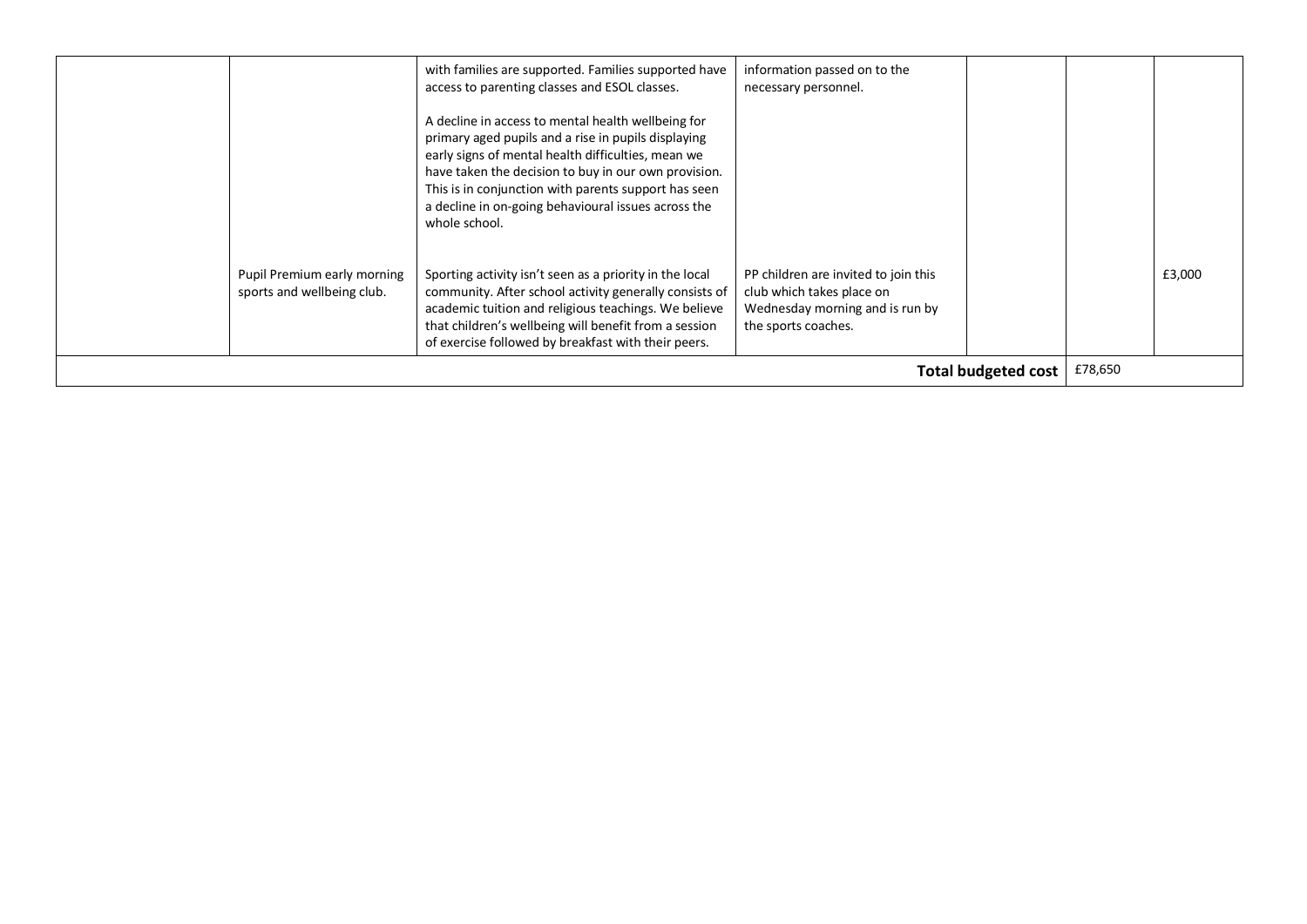| | | | | | | |
|---|---|---|---|---|---|---|
| | | with families are supported. Families supported have access to parenting classes and ESOL classes.<br><br>A decline in access to mental health wellbeing for primary aged pupils and a rise in pupils displaying early signs of mental health difficulties, mean we have taken the decision to buy in our own provision. This is in conjunction with parents support has seen a decline in on-going behavioural issues across the whole school. | information passed on to the necessary personnel. | | | |
| | Pupil Premium early morning sports and wellbeing club. | Sporting activity isn't seen as a priority in the local community. After school activity generally consists of academic tuition and religious teachings. We believe that children's wellbeing will benefit from a session of exercise followed by breakfast with their peers. | PP children are invited to join this club which takes place on Wednesday morning and is run by the sports coaches. | | | £3,000 |
| | | | | **Total budgeted cost** | £78,650 | |